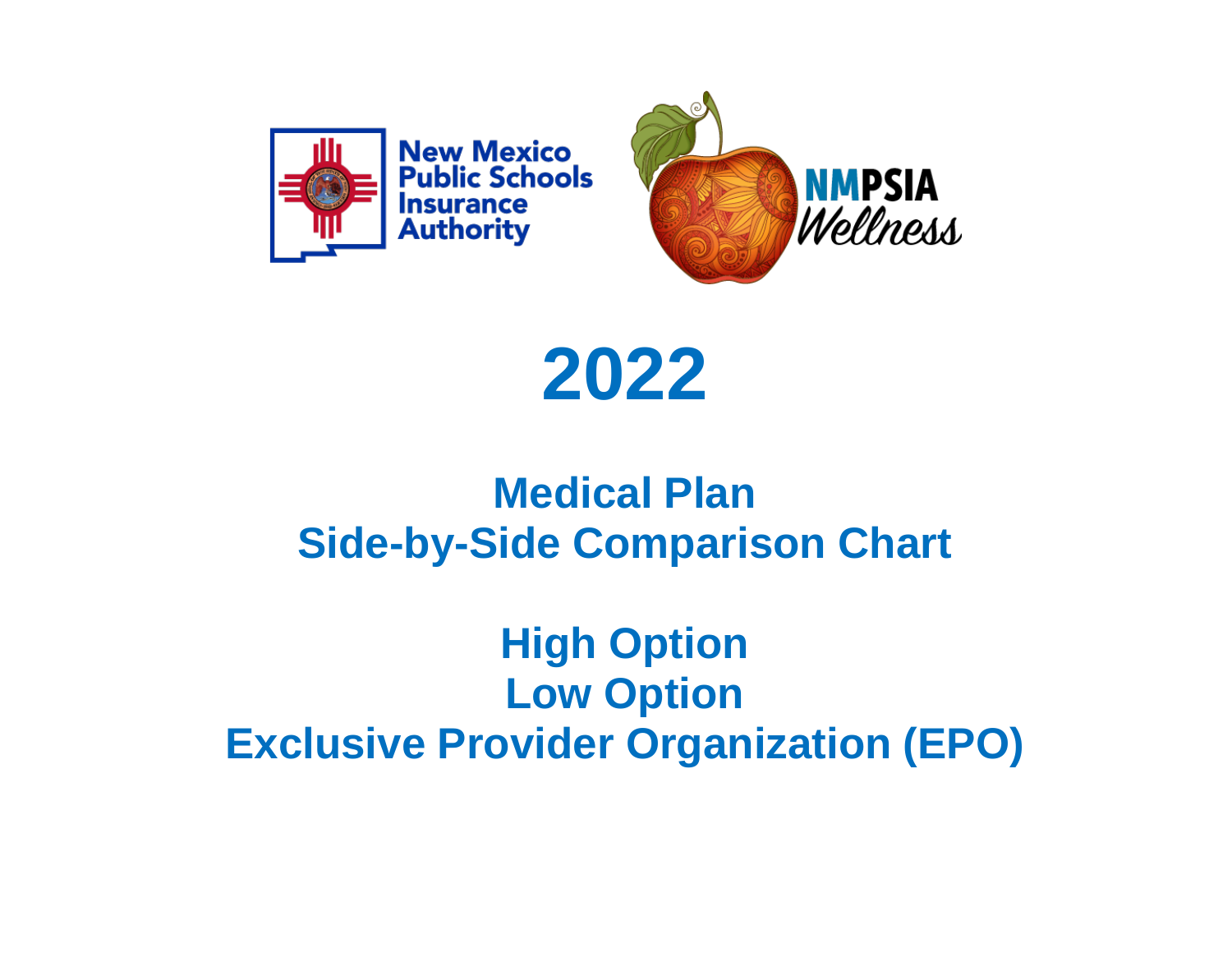New Mexico Public Schools Insurance Authority

NMPSIA Wellness

# 2022

## Medical Plan
## Side-by-Side Comparison Chart

## High Option
## Low Option
## Exclusive Provider Organization (EPO)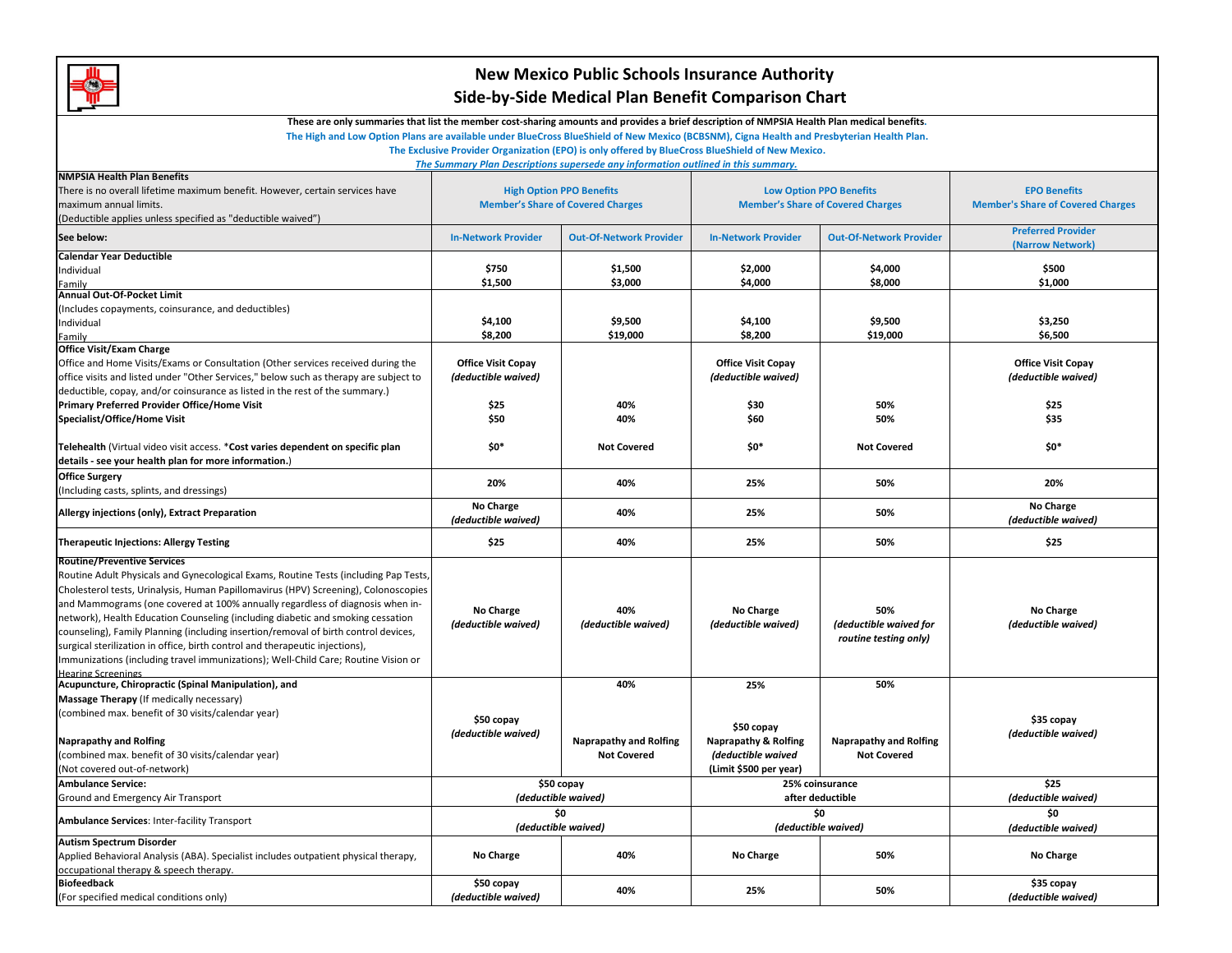# New Mexico Public Schools Insurance Authority
## Side-by-Side Medical Plan Benefit Comparison Chart

**These are only summaries that list the member cost-sharing amounts and provides a brief description of NMPSIA Health Plan medical benefits.**

**The High and Low Option Plans are available under BlueCross BlueShield of New Mexico (BCBSNM), Cigna Health and Presbyterian Health Plan.**

**The Exclusive Provider Organization (EPO) is only offered by BlueCross BlueShield of New Mexico.**

***The Summary Plan Descriptions supersede any information outlined in this summary.***

| **NMPSIA Health Plan Benefits**<br>There is no overall lifetime maximum benefit. However, certain services have maximum annual limits.<br>(Deductible applies unless specified as "deductible waived") | **High Option PPO Benefits<br>Member's Share of Covered Charges** | | **Low Option PPO Benefits<br>Member's Share of Covered Charges** | | **EPO Benefits<br>Member's Share of Covered Charges** |
|---|---|---|---|---|---|
| **See below:** | **In-Network Provider** | **Out-Of-Network Provider** | **In-Network Provider** | **Out-Of-Network Provider** | **Preferred Provider (Narrow Network)** |
| **Calendar Year Deductible**<br>Individual<br>Family | **$750**<br>**$1,500** | **$1,500**<br>**$3,000** | **$2,000**<br>**$4,000** | **$4,000**<br>**$8,000** | **$500**<br>**$1,000** |
| **Annual Out-Of-Pocket Limit**<br>(Includes copayments, coinsurance, and deductibles)<br>Individual<br>Family | **$4,100**<br>**$8,200** | **$9,500**<br>**$19,000** | **$4,100**<br>**$8,200** | **$9,500**<br>**$19,000** | **$3,250**<br>**$6,500** |
| **Office Visit/Exam Charge**<br>Office and Home Visits/Exams or Consultation (Other services received during the office visits and listed under "Other Services," below such as therapy are subject to deductible, copay, and/or coinsurance as listed in the rest of the summary.) | **Office Visit Copay**<br>***(deductible waived)*** | | **Office Visit Copay**<br>***(deductible waived)*** | | **Office Visit Copay**<br>***(deductible waived)*** |
| **Primary Preferred Provider Office/Home Visit** | **$25** | **40%** | **$30** | **50%** | **$25** |
| **Specialist/Office/Home Visit** | **$50** | **40%** | **$60** | **50%** | **$35** |
| **Telehealth** (Virtual video visit access. ***Cost varies dependent on specific plan details - see your health plan for more information.**) | **$0*** | **Not Covered** | **$0*** | **Not Covered** | **$0*** |
| **Office Surgery**<br>(Including casts, splints, and dressings) | **20%** | **40%** | **25%** | **50%** | **20%** |
| **Allergy injections (only), Extract Preparation** | **No Charge**<br>***(deductible waived)*** | **40%** | **25%** | **50%** | **No Charge**<br>***(deductible waived)*** |
| **Therapeutic Injections: Allergy Testing** | **$25** | **40%** | **25%** | **50%** | **$25** |
| **Routine/Preventive Services**<br>Routine Adult Physicals and Gynecological Exams, Routine Tests (including Pap Tests, Cholesterol tests, Urinalysis, Human Papillomavirus (HPV) Screening), Colonoscopies and Mammograms (one covered at 100% annually regardless of diagnosis when in-network), Health Education Counseling (including diabetic and smoking cessation counseling), Family Planning (including insertion/removal of birth control devices, surgical sterilization in office, birth control and therapeutic injections), Immunizations (including travel immunizations); Well-Child Care; Routine Vision or Hearing Screenings | **No Charge**<br>***(deductible waived)*** | **40%**<br>***(deductible waived)*** | **No Charge**<br>***(deductible waived)*** | **50%**<br>***(deductible waived for routine testing only)*** | **No Charge**<br>***(deductible waived)*** |
| **Acupuncture, Chiropractic (Spinal Manipulation), and Massage Therapy** (If medically necessary)<br>(combined max. benefit of 30 visits/calendar year)<br><br>**Naprapathy and Rolfing**<br>(combined max. benefit of 30 visits/calendar year)<br>(Not covered out-of-network) | **$50 copay**<br>***(deductible waived)*** | **40%**<br><br>**Naprapathy and Rolfing Not Covered** | **25%**<br><br>**$50 copay**<br>**Naprapathy & Rolfing**<br>***(deductible waived (Limit $500 per year)*** | **50%**<br><br>**Naprapathy and Rolfing Not Covered** | **$35 copay**<br>***(deductible waived)*** |
| **Ambulance Service:**<br>Ground and Emergency Air Transport | **$50 copay**<br>***(deductible waived)*** | | **25% coinsurance**<br>**after deductible** | | **$25**<br>***(deductible waived)*** |
| **Ambulance Services**: Inter-facility Transport | **$0**<br>***(deductible waived)*** | | **$0**<br>***(deductible waived)*** | | **$0**<br>***(deductible waived)*** |
| **Autism Spectrum Disorder**<br>Applied Behavioral Analysis (ABA). Specialist includes outpatient physical therapy, occupational therapy & speech therapy. | **No Charge** | **40%** | **No Charge** | **50%** | **No Charge** |
| **Biofeedback**<br>(For specified medical conditions only) | **$50 copay**<br>***(deductible waived)*** | **40%** | **25%** | **50%** | **$35 copay**<br>***(deductible waived)*** |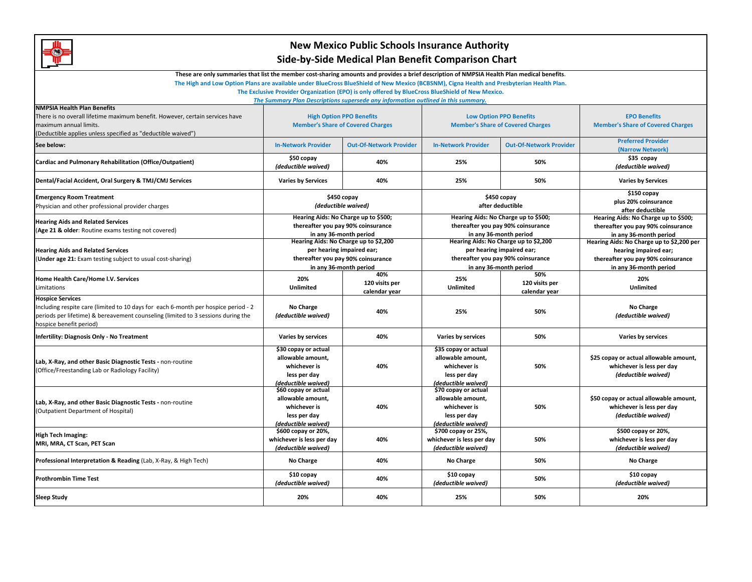# New Mexico Public Schools Insurance Authority
## Side-by-Side Medical Plan Benefit Comparison Chart

**These are only summaries that list the member cost-sharing amounts and provides a brief description of NMPSIA Health Plan medical benefits.**

**The High and Low Option Plans are available under BlueCross BlueShield of New Mexico (BCBSNM), Cigna Health and Presbyterian Health Plan.**

**The Exclusive Provider Organization (EPO) is only offered by BlueCross BlueShield of New Mexico.**

***The Summary Plan Descriptions supersede any information outlined in this summary.***

| **NMPSIA Health Plan Benefits** There is no overall lifetime maximum benefit. However, certain services have maximum annual limits. (Deductible applies unless specified as "deductible waived") | **High Option PPO Benefits Member's Share of Covered Charges** | | **Low Option PPO Benefits Member's Share of Covered Charges** | | **EPO Benefits Member's Share of Covered Charges** |
|---|---|---|---|---|---|
| **See below:** | **In-Network Provider** | **Out-Of-Network Provider** | **In-Network Provider** | **Out-Of-Network Provider** | **Preferred Provider (Narrow Network)** |
| **Cardiac and Pulmonary Rehabilitation (Office/Outpatient)** | **$50 copay** ***(deductible waived)*** | **40%** | **25%** | **50%** | **$35 copay** ***(deductible waived)*** |
| **Dental/Facial Accident, Oral Surgery & TMJ/CMJ Services** | **Varies by Services** | **40%** | **25%** | **50%** | **Varies by Services** |
| **Emergency Room Treatment** Physician and other professional provider charges | **$450 copay** ***(deductible waived)*** | | **$450 copay after deductible** | | **$150 copay plus 20% coinsurance after deductible** |
| **Hearing Aids and Related Services** (**Age 21 & older**: Routine exams testing not covered) | **Hearing Aids: No Charge up to $500; thereafter you pay 90% coinsurance in any 36-month period** | | **Hearing Aids: No Charge up to $500; thereafter you pay 90% coinsurance in any 36-month period** | | **Hearing Aids: No Charge up to $500; thereafter you pay 90% coinsurance in any 36-month period** |
| **Hearing Aids and Related Services** (**Under age 21:** Exam testing subject to usual cost-sharing) | **Hearing Aids: No Charge up to $2,200 per hearing impaired ear; thereafter you pay 90% coinsurance in any 36-month period** | | **Hearing Aids: No Charge up to $2,200 per hearing impaired ear; thereafter you pay 90% coinsurance in any 36-month period** | | **Hearing Aids: No Charge up to $2,200 per hearing impaired ear; thereafter you pay 90% coinsurance in any 36-month period** |
| **Home Health Care/Home I.V. Services** Limitations | **20% Unlimited** | **40% 120 visits per calendar year** | **25% Unlimited** | **50% 120 visits per calendar year** | **20% Unlimited** |
| **Hospice Services** Including respite care (limited to 10 days for each 6-month per hospice period - 2 periods per lifetime) & bereavement counseling (limited to 3 sessions during the hospice benefit period) | **No Charge** ***(deductible waived)*** | **40%** | **25%** | **50%** | **No Charge** ***(deductible waived)*** |
| **Infertility: Diagnosis Only - No Treatment** | **Varies by services** | **40%** | **Varies by services** | **50%** | **Varies by services** |
| **Lab, X-Ray, and other Basic Diagnostic Tests -** non-routine (Office/Freestanding Lab or Radiology Facility) | **$30 copay or actual allowable amount, whichever is less per day** ***(deductible waived)*** | **40%** | **$35 copay or actual allowable amount, whichever is less per day** ***(deductible waived)*** | **50%** | **$25 copay or actual allowable amount, whichever is less per day** ***(deductible waived)*** |
| **Lab, X-Ray, and other Basic Diagnostic Tests -** non-routine (Outpatient Department of Hospital) | **$60 copay or actual allowable amount, whichever is less per day** ***(deductible waived)*** | **40%** | **$70 copay or actual allowable amount, whichever is less per day** ***(deductible waived)*** | **50%** | **$50 copay or actual allowable amount, whichever is less per day** ***(deductible waived)*** |
| **High Tech Imaging: MRI, MRA, CT Scan, PET Scan** | **$600 copay or 20%, whichever is less per day** ***(deductible waived)*** | **40%** | **$700 copay or 25%, whichever is less per day** ***(deductible waived)*** | **50%** | **$500 copay or 20%, whichever is less per day** ***(deductible waived)*** |
| **Professional Interpretation & Reading** (Lab, X-Ray, & High Tech) | **No Charge** | **40%** | **No Charge** | **50%** | **No Charge** |
| **Prothrombin Time Test** | **$10 copay** ***(deductible waived)*** | **40%** | **$10 copay** ***(deductible waived)*** | **50%** | **$10 copay** ***(deductible waived)*** |
| **Sleep Study** | **20%** | **40%** | **25%** | **50%** | **20%** |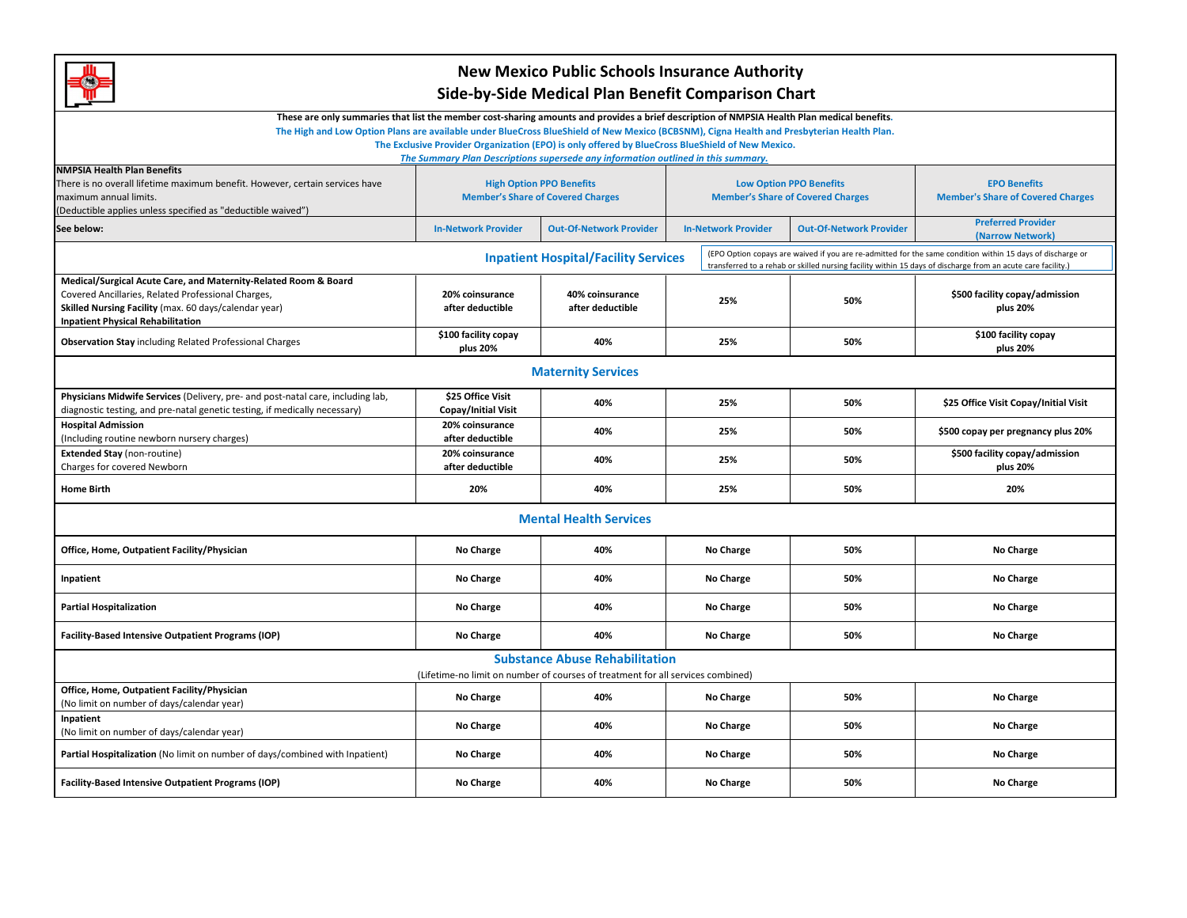# New Mexico Public Schools Insurance Authority
## Side-by-Side Medical Plan Benefit Comparison Chart

**These are only summaries that list the member cost-sharing amounts and provides a brief description of NMPSIA Health Plan medical benefits.**

**The High and Low Option Plans are available under BlueCross BlueShield of New Mexico (BCBSNM), Cigna Health and Presbyterian Health Plan.**

**The Exclusive Provider Organization (EPO) is only offered by BlueCross BlueShield of New Mexico.**

***The Summary Plan Descriptions supersede any information outlined in this summary.***

| **NMPSIA Health Plan Benefits** There is no overall lifetime maximum benefit. However, certain services have maximum annual limits. (Deductible applies unless specified as "deductible waived") | **High Option PPO Benefits Member's Share of Covered Charges** | | **Low Option PPO Benefits Member's Share of Covered Charges** | | **EPO Benefits Member's Share of Covered Charges** |
|---|---|---|---|---|---|
| **See below:** | **In-Network Provider** | **Out-Of-Network Provider** | **In-Network Provider** | **Out-Of-Network Provider** | **Preferred Provider (Narrow Network)** |
| **Inpatient Hospital/Facility Services** | | | (EPO Option copays are waived if you are re-admitted for the same condition within 15 days of discharge or transferred to a rehab or skilled nursing facility within 15 days of discharge from an acute care facility.) | | |
| **Medical/Surgical Acute Care, and Maternity-Related Room & Board** Covered Ancillaries, Related Professional Charges, **Skilled Nursing Facility** (max. 60 days/calendar year) **Inpatient Physical Rehabilitation** | **20% coinsurance after deductible** | **40% coinsurance after deductible** | **25%** | **50%** | **$500 facility copay/admission plus 20%** |
| **Observation Stay** including Related Professional Charges | **$100 facility copay plus 20%** | **40%** | **25%** | **50%** | **$100 facility copay plus 20%** |
| **Maternity Services** | | | | | |
| **Physicians Midwife Services** (Delivery, pre- and post-natal care, including lab, diagnostic testing, and pre-natal genetic testing, if medically necessary) | **$25 Office Visit Copay/Initial Visit** | **40%** | **25%** | **50%** | **$25 Office Visit Copay/Initial Visit** |
| **Hospital Admission** (Including routine newborn nursery charges) | **20% coinsurance after deductible** | **40%** | **25%** | **50%** | **$500 copay per pregnancy plus 20%** |
| **Extended Stay** (non-routine) Charges for covered Newborn | **20% coinsurance after deductible** | **40%** | **25%** | **50%** | **$500 facility copay/admission plus 20%** |
| **Home Birth** | **20%** | **40%** | **25%** | **50%** | **20%** |
| **Mental Health Services** | | | | | |
| **Office, Home, Outpatient Facility/Physician** | **No Charge** | **40%** | **No Charge** | **50%** | **No Charge** |
| **Inpatient** | **No Charge** | **40%** | **No Charge** | **50%** | **No Charge** |
| **Partial Hospitalization** | **No Charge** | **40%** | **No Charge** | **50%** | **No Charge** |
| **Facility-Based Intensive Outpatient Programs (IOP)** | **No Charge** | **40%** | **No Charge** | **50%** | **No Charge** |
| **Substance Abuse Rehabilitation** (Lifetime-no limit on number of courses of treatment for all services combined) | | | | | |
| **Office, Home, Outpatient Facility/Physician** (No limit on number of days/calendar year) | **No Charge** | **40%** | **No Charge** | **50%** | **No Charge** |
| **Inpatient** (No limit on number of days/calendar year) | **No Charge** | **40%** | **No Charge** | **50%** | **No Charge** |
| **Partial Hospitalization** (No limit on number of days/combined with Inpatient) | **No Charge** | **40%** | **No Charge** | **50%** | **No Charge** |
| **Facility-Based Intensive Outpatient Programs (IOP)** | **No Charge** | **40%** | **No Charge** | **50%** | **No Charge** |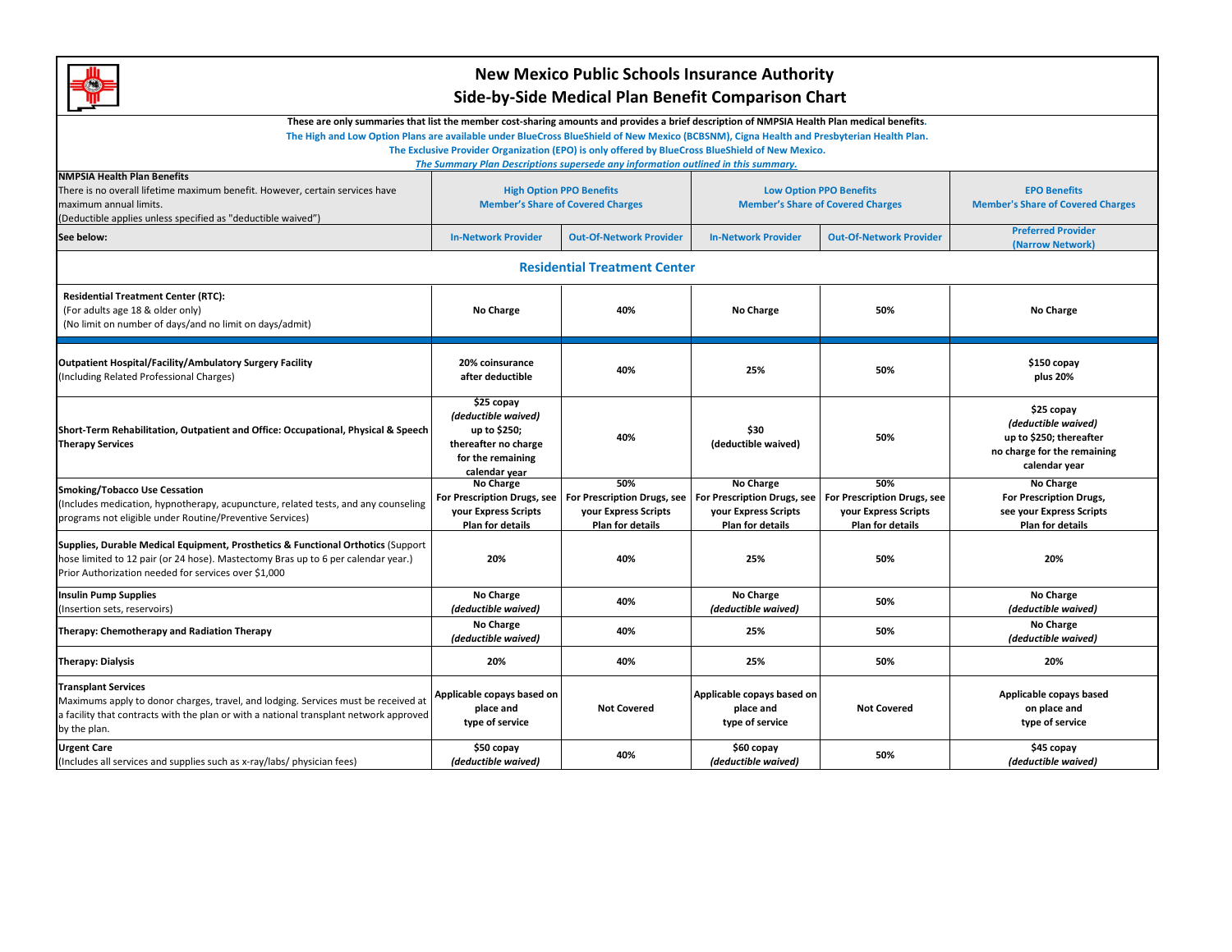# New Mexico Public Schools Insurance Authority
## Side-by-Side Medical Plan Benefit Comparison Chart

**These are only summaries that list the member cost-sharing amounts and provides a brief description of NMPSIA Health Plan medical benefits.**

**The High and Low Option Plans are available under BlueCross BlueShield of New Mexico (BCBSNM), Cigna Health and Presbyterian Health Plan.**

**The Exclusive Provider Organization (EPO) is only offered by BlueCross BlueShield of New Mexico.**

***The Summary Plan Descriptions supersede any information outlined in this summary.***

| **NMPSIA Health Plan Benefits** There is no overall lifetime maximum benefit. However, certain services have maximum annual limits. (Deductible applies unless specified as "deductible waived") | **High Option PPO Benefits Member's Share of Covered Charges** | | **Low Option PPO Benefits Member's Share of Covered Charges** | | **EPO Benefits Member's Share of Covered Charges** |
|---|---|---|---|---|---|
| **See below:** | **In-Network Provider** | **Out-Of-Network Provider** | **In-Network Provider** | **Out-Of-Network Provider** | **Preferred Provider (Narrow Network)** |
| **Residential Treatment Center** | | | | | |
| **Residential Treatment Center (RTC):** (For adults age 18 & older only) (No limit on number of days/and no limit on days/admit) | **No Charge** | **40%** | **No Charge** | **50%** | **No Charge** |
| **Outpatient Hospital/Facility/Ambulatory Surgery Facility** (Including Related Professional Charges) | **20% coinsurance after deductible** | **40%** | **25%** | **50%** | **$150 copay plus 20%** |
| **Short-Term Rehabilitation, Outpatient and Office: Occupational, Physical & Speech Therapy Services** | **$25 copay *(deductible waived)* up to $250; thereafter no charge for the remaining calendar year** | **40%** | **$30 (deductible waived)** | **50%** | **$25 copay *(deductible waived)* up to $250; thereafter no charge for the remaining calendar year** |
| **Smoking/Tobacco Use Cessation** (Includes medication, hypnotherapy, acupuncture, related tests, and any counseling programs not eligible under Routine/Preventive Services) | **No Charge For Prescription Drugs, see your Express Scripts Plan for details** | **50% For Prescription Drugs, see your Express Scripts Plan for details** | **No Charge For Prescription Drugs, see your Express Scripts Plan for details** | **50% For Prescription Drugs, see your Express Scripts Plan for details** | **No Charge For Prescription Drugs, see your Express Scripts Plan for details** |
| **Supplies, Durable Medical Equipment, Prosthetics & Functional Orthotics** (Support hose limited to 12 pair (or 24 hose). Mastectomy Bras up to 6 per calendar year.) Prior Authorization needed for services over $1,000 | **20%** | **40%** | **25%** | **50%** | **20%** |
| **Insulin Pump Supplies** (Insertion sets, reservoirs) | **No Charge *(deductible waived)*** | **40%** | **No Charge *(deductible waived)*** | **50%** | **No Charge *(deductible waived)*** |
| **Therapy: Chemotherapy and Radiation Therapy** | **No Charge *(deductible waived)*** | **40%** | **25%** | **50%** | **No Charge *(deductible waived)*** |
| **Therapy: Dialysis** | **20%** | **40%** | **25%** | **50%** | **20%** |
| **Transplant Services** Maximums apply to donor charges, travel, and lodging. Services must be received at a facility that contracts with the plan or with a national transplant network approved by the plan. | **Applicable copays based on place and type of service** | **Not Covered** | **Applicable copays based on place and type of service** | **Not Covered** | **Applicable copays based on place and type of service** |
| **Urgent Care** (Includes all services and supplies such as x-ray/labs/ physician fees) | **$50 copay *(deductible waived)*** | **40%** | **$60 copay *(deductible waived)*** | **50%** | **$45 copay *(deductible waived)*** |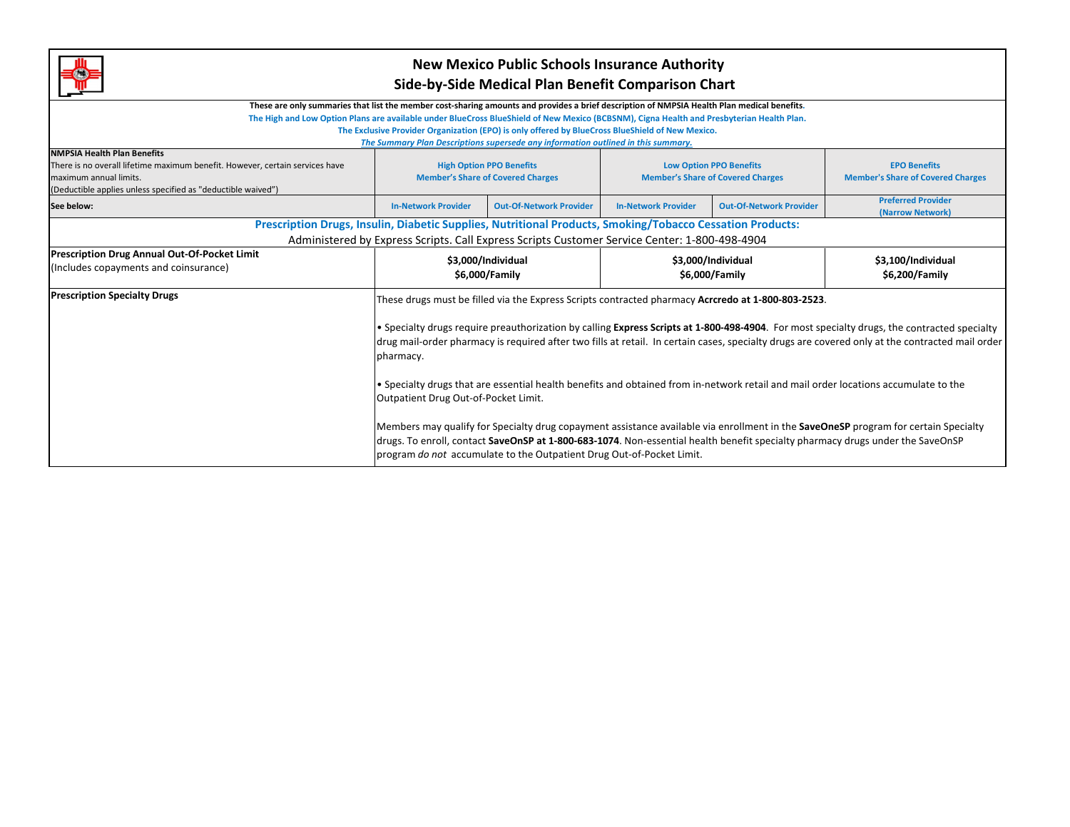# New Mexico Public Schools Insurance Authority
## Side-by-Side Medical Plan Benefit Comparison Chart

**These are only summaries that list the member cost-sharing amounts and provides a brief description of NMPSIA Health Plan medical benefits.**

**The High and Low Option Plans are available under BlueCross BlueShield of New Mexico (BCBSNM), Cigna Health and Presbyterian Health Plan.**

**The Exclusive Provider Organization (EPO) is only offered by BlueCross BlueShield of New Mexico.**

***The Summary Plan Descriptions supersede any information outlined in this summary.***

| **NMPSIA Health Plan Benefits** There is no overall lifetime maximum benefit. However, certain services have maximum annual limits. (Deductible applies unless specified as "deductible waived") | **High Option PPO Benefits Member's Share of Covered Charges** | | **Low Option PPO Benefits Member's Share of Covered Charges** | | **EPO Benefits Member's Share of Covered Charges** |
|---|---|---|---|---|---|
| **See below:** | **In-Network Provider** | **Out-Of-Network Provider** | **In-Network Provider** | **Out-Of-Network Provider** | **Preferred Provider (Narrow Network)** |
| **Prescription Drugs, Insulin, Diabetic Supplies, Nutritional Products, Smoking/Tobacco Cessation Products:** Administered by Express Scripts. Call Express Scripts Customer Service Center: 1-800-498-4904 | | | | | |
| **Prescription Drug Annual Out-Of-Pocket Limit** (Includes copayments and coinsurance) | **$3,000/Individual $6,000/Family** | | **$3,000/Individual $6,000/Family** | | **$3,100/Individual $6,200/Family** |
| **Prescription Specialty Drugs** | These drugs must be filled via the Express Scripts contracted pharmacy **Acrcredo at 1-800-803-2523**. • Specialty drugs require preauthorization by calling **Express Scripts at 1-800-498-4904**. For most specialty drugs, the contracted specialty drug mail-order pharmacy is required after two fills at retail. In certain cases, specialty drugs are covered only at the contracted mail order pharmacy. • Specialty drugs that are essential health benefits and obtained from in-network retail and mail order locations accumulate to the Outpatient Drug Out-of-Pocket Limit. Members may qualify for Specialty drug copayment assistance available via enrollment in the **SaveOneSP** program for certain Specialty drugs. To enroll, contact **SaveOnSP at 1-800-683-1074**. Non-essential health benefit specialty pharmacy drugs under the SaveOnSP program *do not* accumulate to the Outpatient Drug Out-of-Pocket Limit. | | | | |